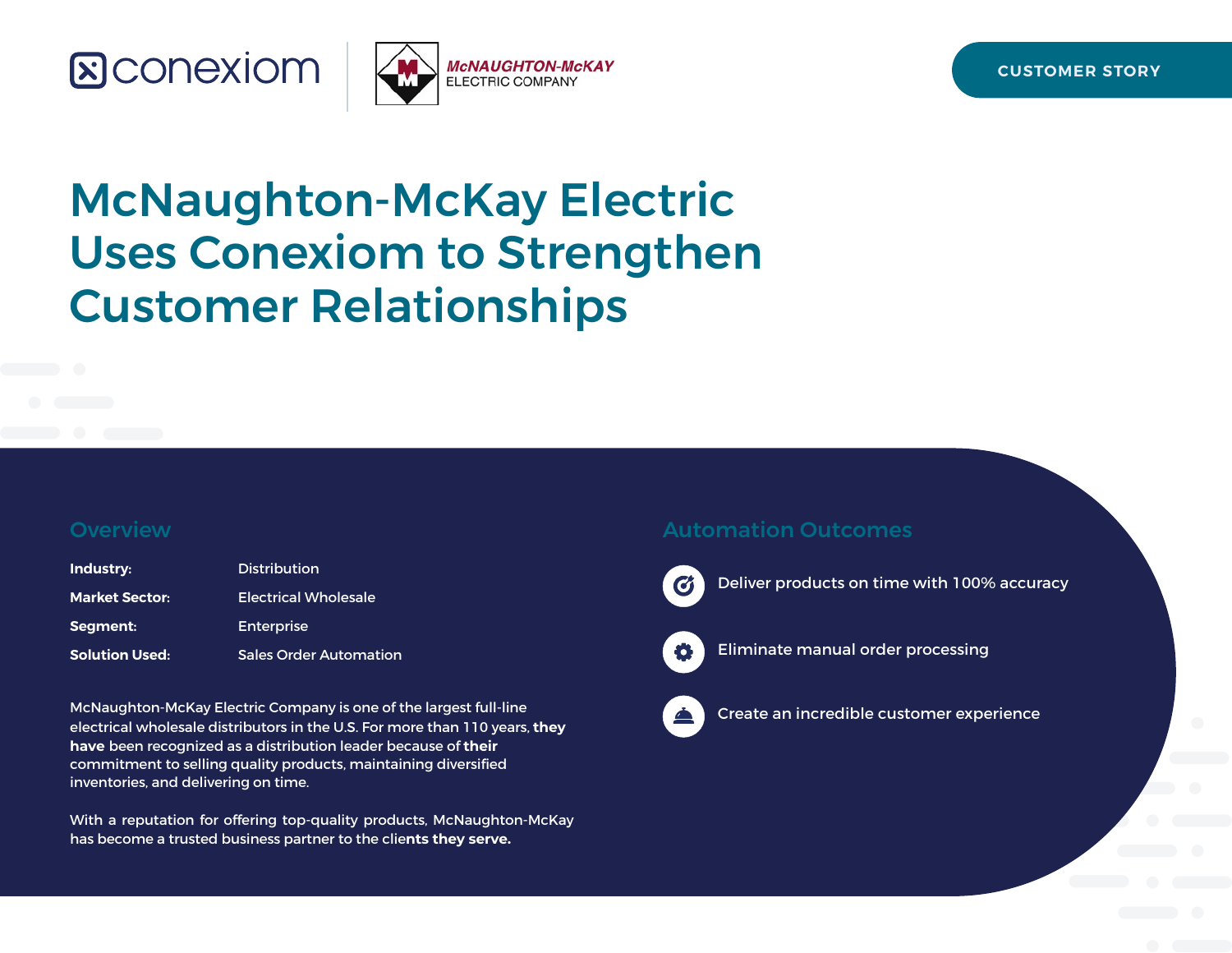conexiom | McNAUGHTON-McKAY ELECTRIC COMPANY

CUSTOMER STORY

# McNaughton-McKay Electric Uses Conexiom to Strengthen Customer Relationships

## Overview

| | |
|---|---|
| **Industry:** | Distribution |
| **Market Sector:** | Electrical Wholesale |
| **Segment:** | Enterprise |
| **Solution Used:** | Sales Order Automation |

McNaughton-McKay Electric Company is one of the largest full-line electrical wholesale distributors in the U.S. For more than 110 years, **they have** been recognized as a distribution leader because of **their** commitment to selling quality products, maintaining diversified inventories, and delivering on time.

With a reputation for offering top-quality products, McNaughton-McKay has become a trusted business partner to the clie**nts they serve.**

## Automation Outcomes

- Deliver products on time with 100% accuracy
- Eliminate manual order processing
- Create an incredible customer experience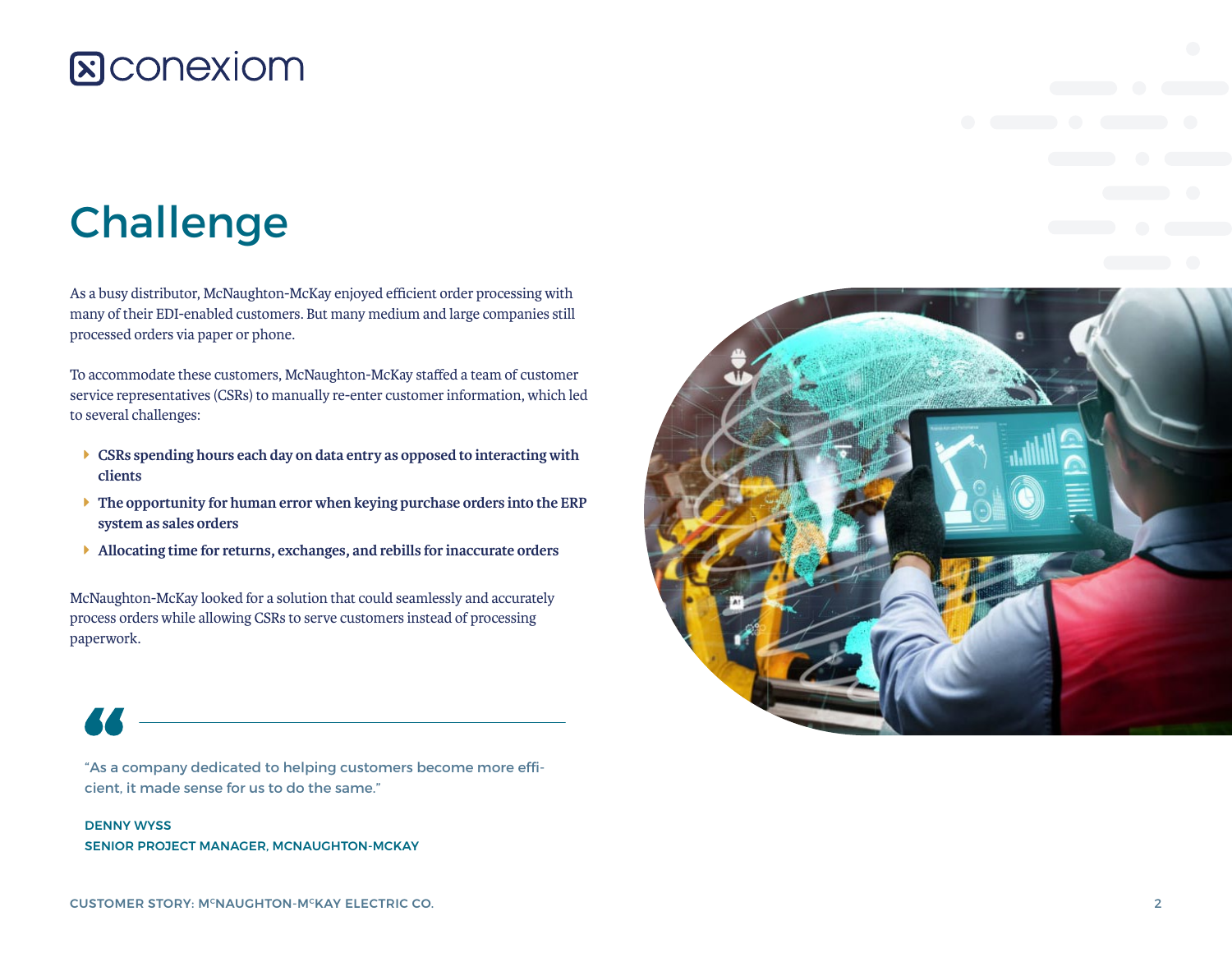# Challenge

As a busy distributor, McNaughton-McKay enjoyed efficient order processing with many of their EDI-enabled customers. But many medium and large companies still processed orders via paper or phone.

To accommodate these customers, McNaughton-McKay staffed a team of customer service representatives (CSRs) to manually re-enter customer information, which led to several challenges:

- **CSRs spending hours each day on data entry as opposed to interacting with clients**
- **The opportunity for human error when keying purchase orders into the ERP system as sales orders**
- **Allocating time for returns, exchanges, and rebills for inaccurate orders**

McNaughton-McKay looked for a solution that could seamlessly and accurately process orders while allowing CSRs to serve customers instead of processing paperwork.

> "As a company dedicated to helping customers become more efficient, it made sense for us to do the same."
>
> DENNY WYSS
> SENIOR PROJECT MANAGER, MCNAUGHTON-MCKAY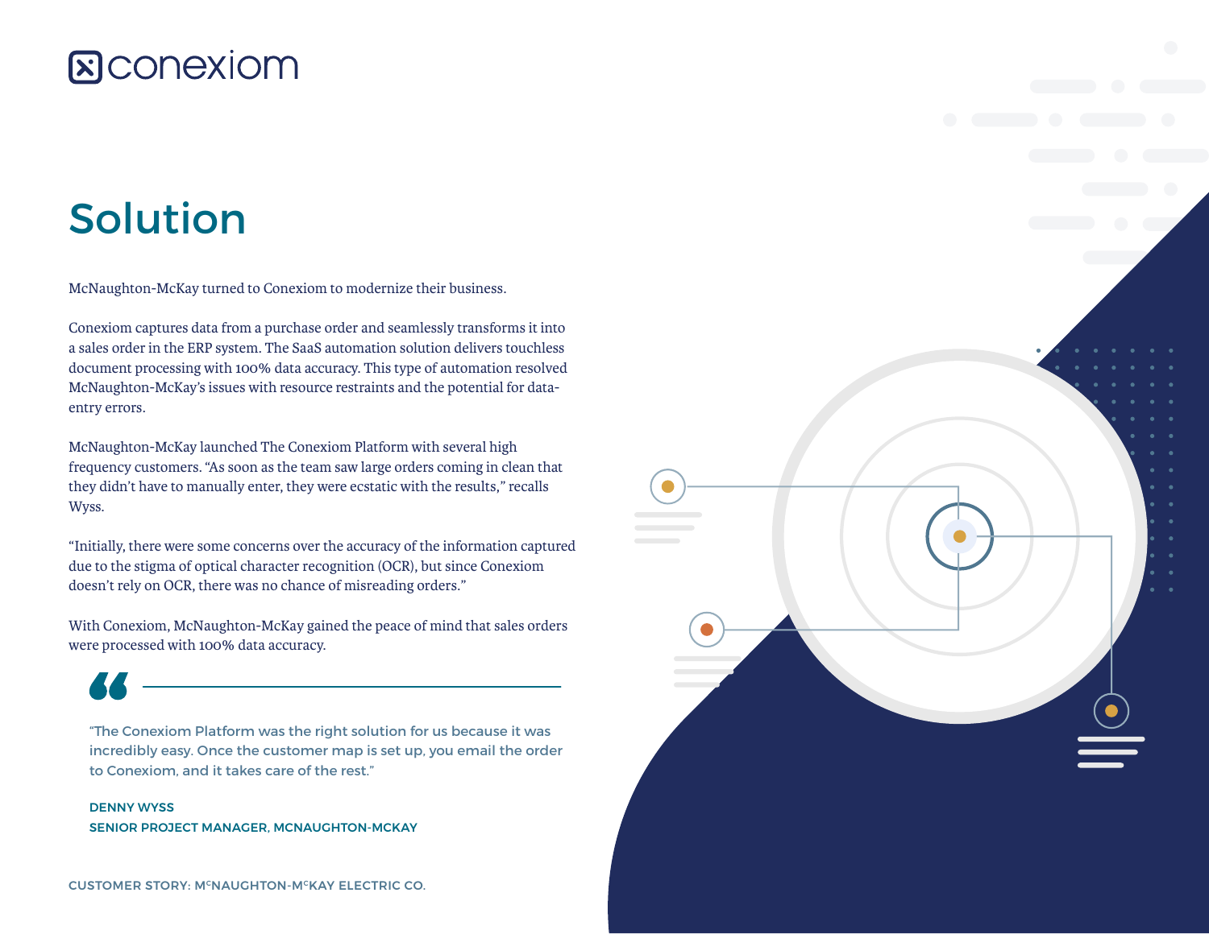# Solution

McNaughton-McKay turned to Conexiom to modernize their business.

Conexiom captures data from a purchase order and seamlessly transforms it into a sales order in the ERP system. The SaaS automation solution delivers touchless document processing with 100% data accuracy. This type of automation resolved McNaughton-McKay's issues with resource restraints and the potential for data-entry errors.

McNaughton-McKay launched The Conexiom Platform with several high frequency customers. "As soon as the team saw large orders coming in clean that they didn't have to manually enter, they were ecstatic with the results," recalls Wyss.

"Initially, there were some concerns over the accuracy of the information captured due to the stigma of optical character recognition (OCR), but since Conexiom doesn't rely on OCR, there was no chance of misreading orders."

With Conexiom, McNaughton-McKay gained the peace of mind that sales orders were processed with 100% data accuracy.

> "The Conexiom Platform was the right solution for us because it was incredibly easy. Once the customer map is set up, you email the order to Conexiom, and it takes care of the rest."
>
> **DENNY WYSS**
> **SENIOR PROJECT MANAGER, MCNAUGHTON-MCKAY**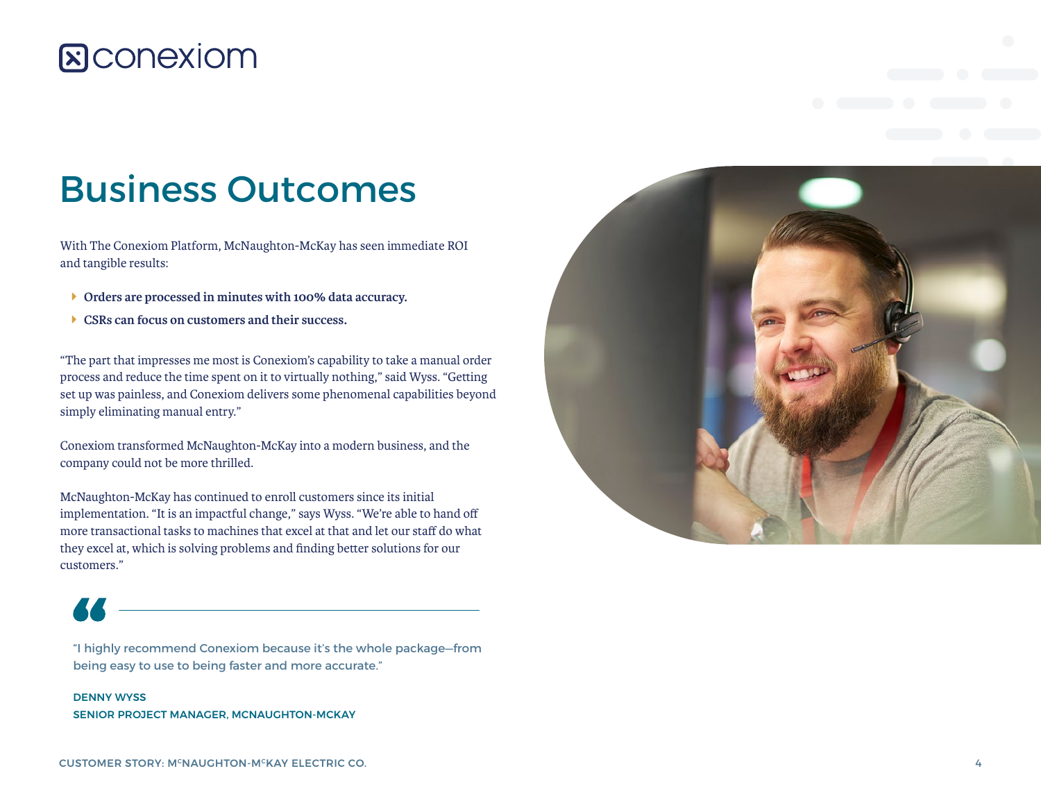# Business Outcomes

With The Conexiom Platform, McNaughton-McKay has seen immediate ROI and tangible results:

- **Orders are processed in minutes with 100% data accuracy.**
- **CSRs can focus on customers and their success.**

“The part that impresses me most is Conexiom’s capability to take a manual order process and reduce the time spent on it to virtually nothing,” said Wyss. “Getting set up was painless, and Conexiom delivers some phenomenal capabilities beyond simply eliminating manual entry.”

Conexiom transformed McNaughton-McKay into a modern business, and the company could not be more thrilled.

McNaughton-McKay has continued to enroll customers since its initial implementation. “It is an impactful change,” says Wyss. “We’re able to hand off more transactional tasks to machines that excel at that and let our staff do what they excel at, which is solving problems and finding better solutions for our customers.”

> “I highly recommend Conexiom because it’s the whole package—from being easy to use to being faster and more accurate.”
>
> DENNY WYSS
> SENIOR PROJECT MANAGER, MCNAUGHTON-MCKAY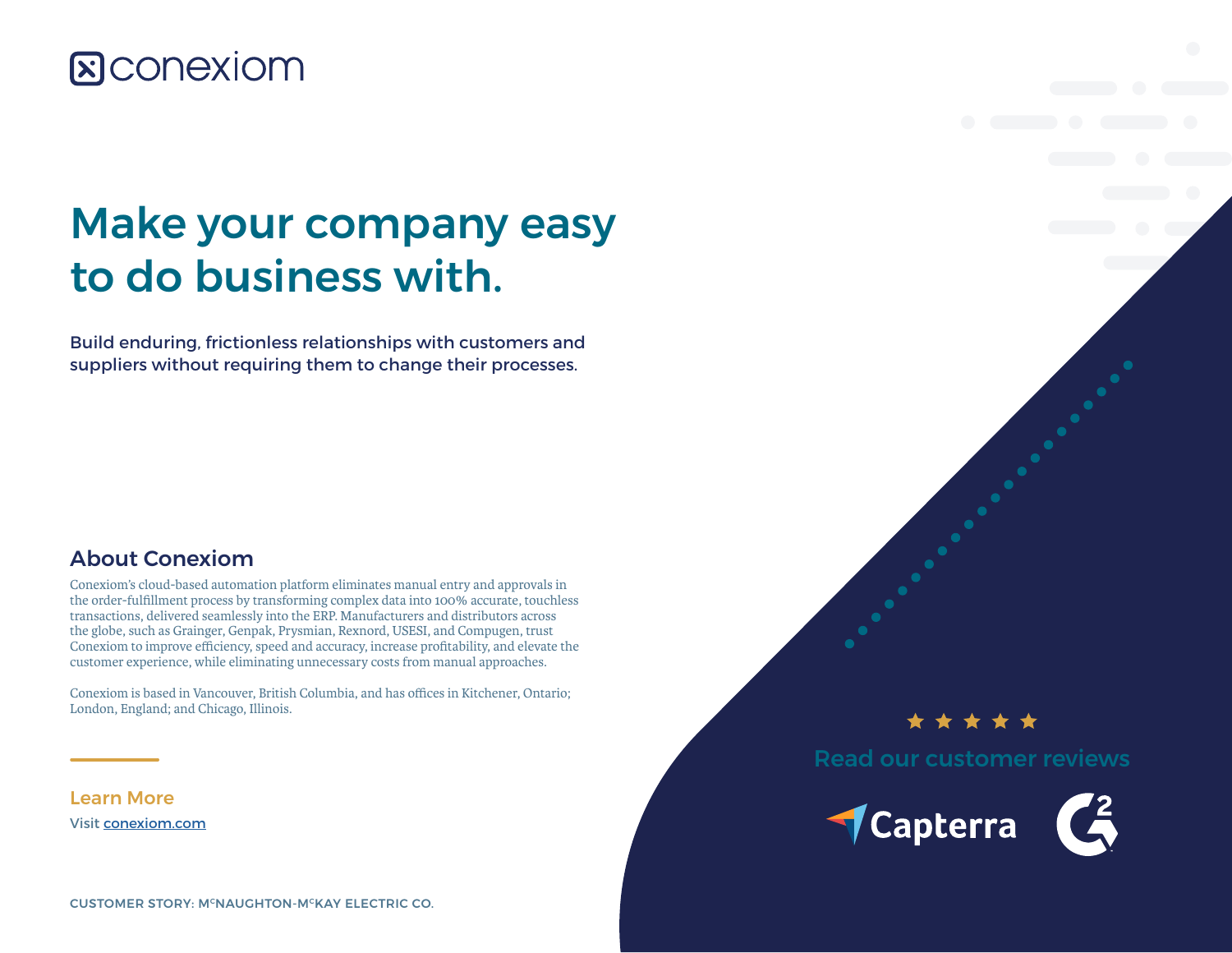conexiom

# Make your company easy to do business with.

Build enduring, frictionless relationships with customers and suppliers without requiring them to change their processes.

## About Conexiom

Conexiom's cloud-based automation platform eliminates manual entry and approvals in the order-fulfillment process by transforming complex data into 100% accurate, touchless transactions, delivered seamlessly into the ERP. Manufacturers and distributors across the globe, such as Grainger, Genpak, Prysmian, Rexnord, USESI, and Compugen, trust Conexiom to improve efficiency, speed and accuracy, increase profitability, and elevate the customer experience, while eliminating unnecessary costs from manual approaches.

Conexiom is based in Vancouver, British Columbia, and has offices in Kitchener, Ontario; London, England; and Chicago, Illinois.

### Learn More

Visit conexiom.com

★★★★★

Read our customer reviews

Capterra

G2

CUSTOMER STORY: McNAUGHTON-McKAY ELECTRIC CO.